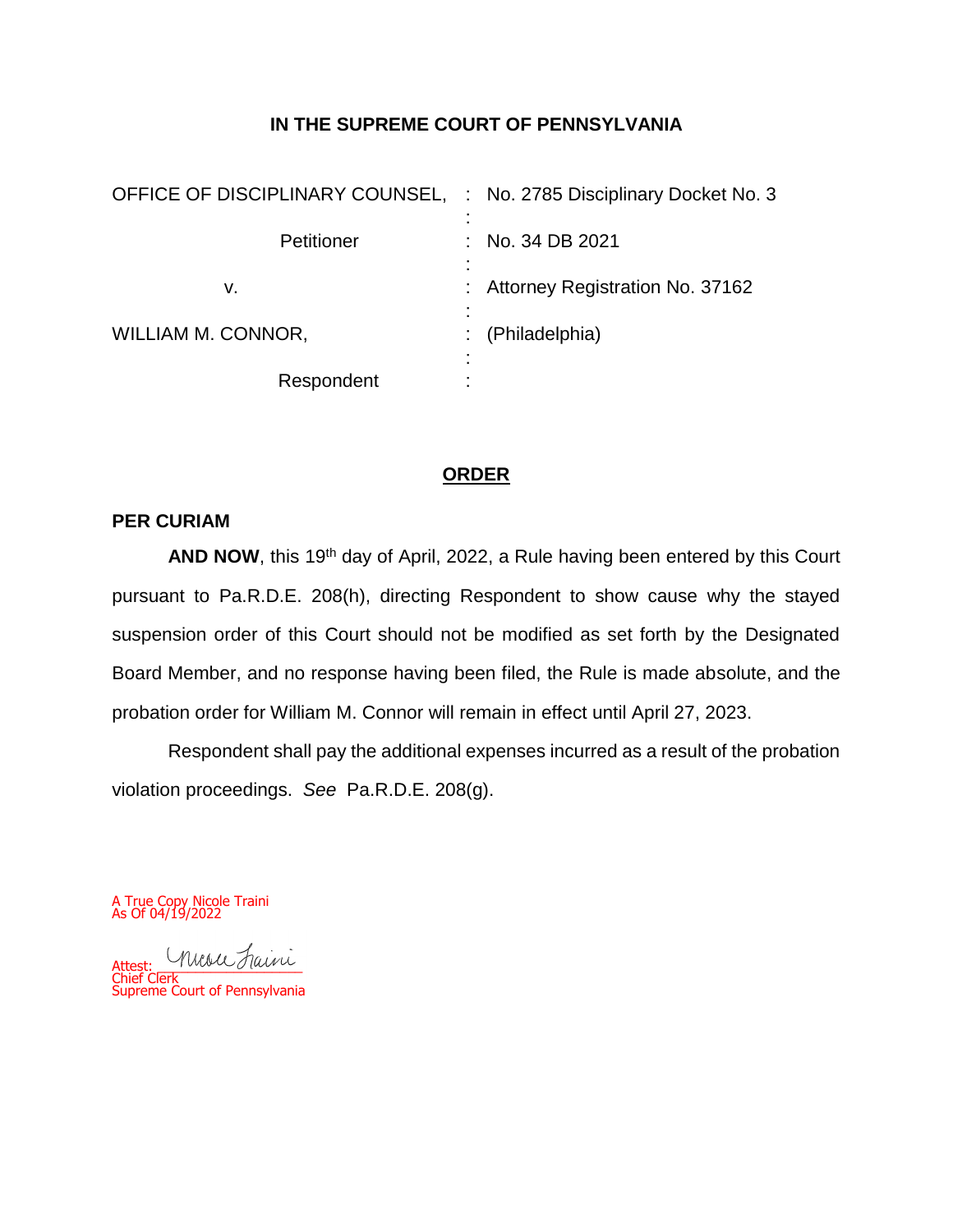**IN THE SUPREME COURT OF PENNSYLVANIA**

| | | |
|---|---|---|
| OFFICE OF DISCIPLINARY COUNSEL, | : | No. 2785 Disciplinary Docket No. 3 |
| Petitioner | : | No. 34 DB 2021 |
| v. | : | Attorney Registration No. 37162 |
| WILLIAM M. CONNOR, | : | (Philadelphia) |
| Respondent | : | |

## ORDER

**PER CURIAM**

**AND NOW**, this 19th day of April, 2022, a Rule having been entered by this Court pursuant to Pa.R.D.E. 208(h), directing Respondent to show cause why the stayed suspension order of this Court should not be modified as set forth by the Designated Board Member, and no response having been filed, the Rule is made absolute, and the probation order for William M. Connor will remain in effect until April 27, 2023.

Respondent shall pay the additional expenses incurred as a result of the probation violation proceedings. *See* Pa.R.D.E. 208(g).

A True Copy Nicole Traini
As Of 04/19/2022

Attest: Nicole Traini
Chief Clerk
Supreme Court of Pennsylvania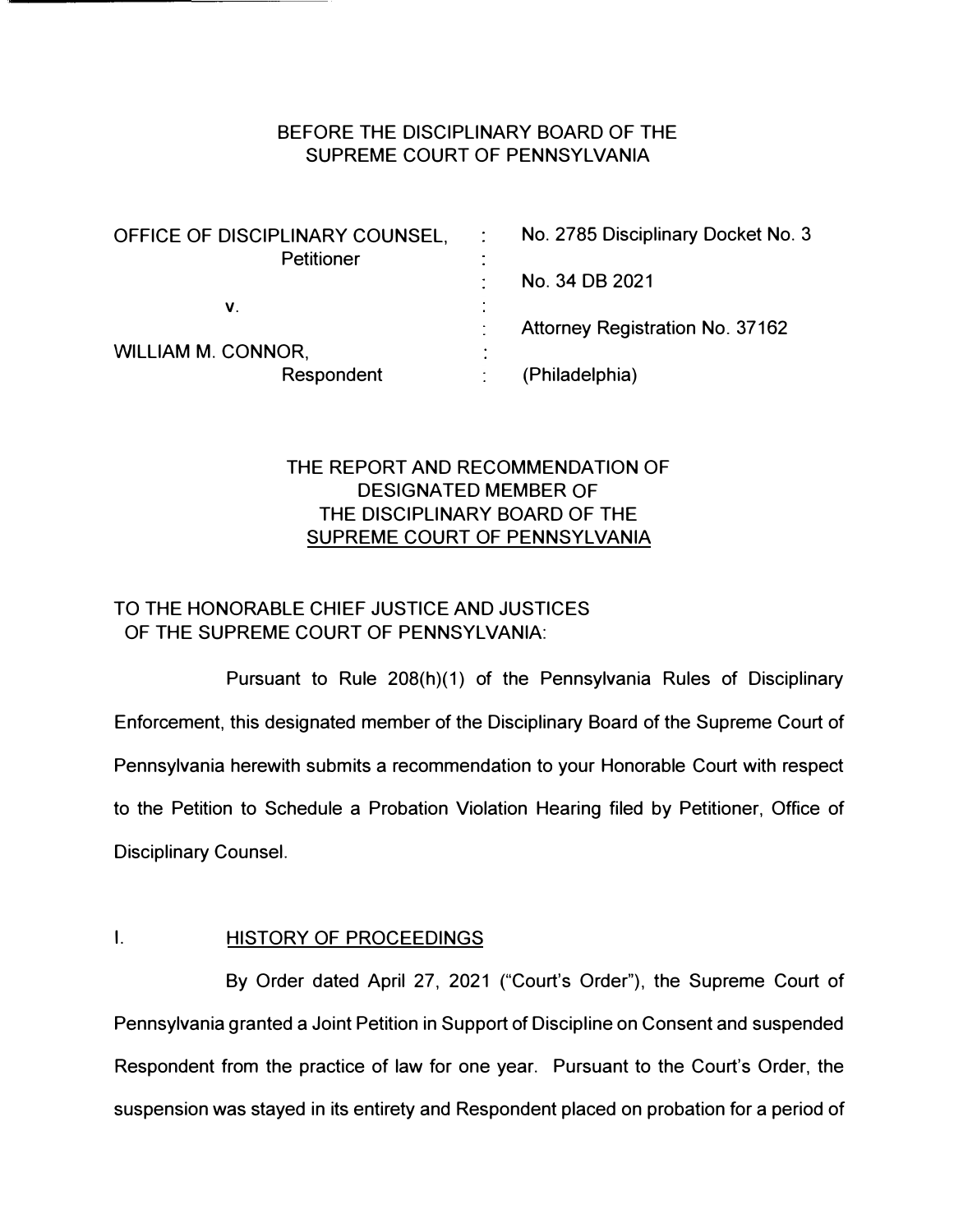BEFORE THE DISCIPLINARY BOARD OF THE SUPREME COURT OF PENNSYLVANIA

| | | |
|---|---|---|
| OFFICE OF DISCIPLINARY COUNSEL, Petitioner | : | No. 2785 Disciplinary Docket No. 3 |
| | : | No. 34 DB 2021 |
| v. | : | |
| | : | Attorney Registration No. 37162 |
| WILLIAM M. CONNOR, Respondent | : | (Philadelphia) |

THE REPORT AND RECOMMENDATION OF DESIGNATED MEMBER OF THE DISCIPLINARY BOARD OF THE SUPREME COURT OF PENNSYLVANIA

TO THE HONORABLE CHIEF JUSTICE AND JUSTICES OF THE SUPREME COURT OF PENNSYLVANIA:

Pursuant to Rule 208(h)(1) of the Pennsylvania Rules of Disciplinary Enforcement, this designated member of the Disciplinary Board of the Supreme Court of Pennsylvania herewith submits a recommendation to your Honorable Court with respect to the Petition to Schedule a Probation Violation Hearing filed by Petitioner, Office of Disciplinary Counsel.

## I. HISTORY OF PROCEEDINGS

By Order dated April 27, 2021 ("Court's Order"), the Supreme Court of Pennsylvania granted a Joint Petition in Support of Discipline on Consent and suspended Respondent from the practice of law for one year. Pursuant to the Court's Order, the suspension was stayed in its entirety and Respondent placed on probation for a period of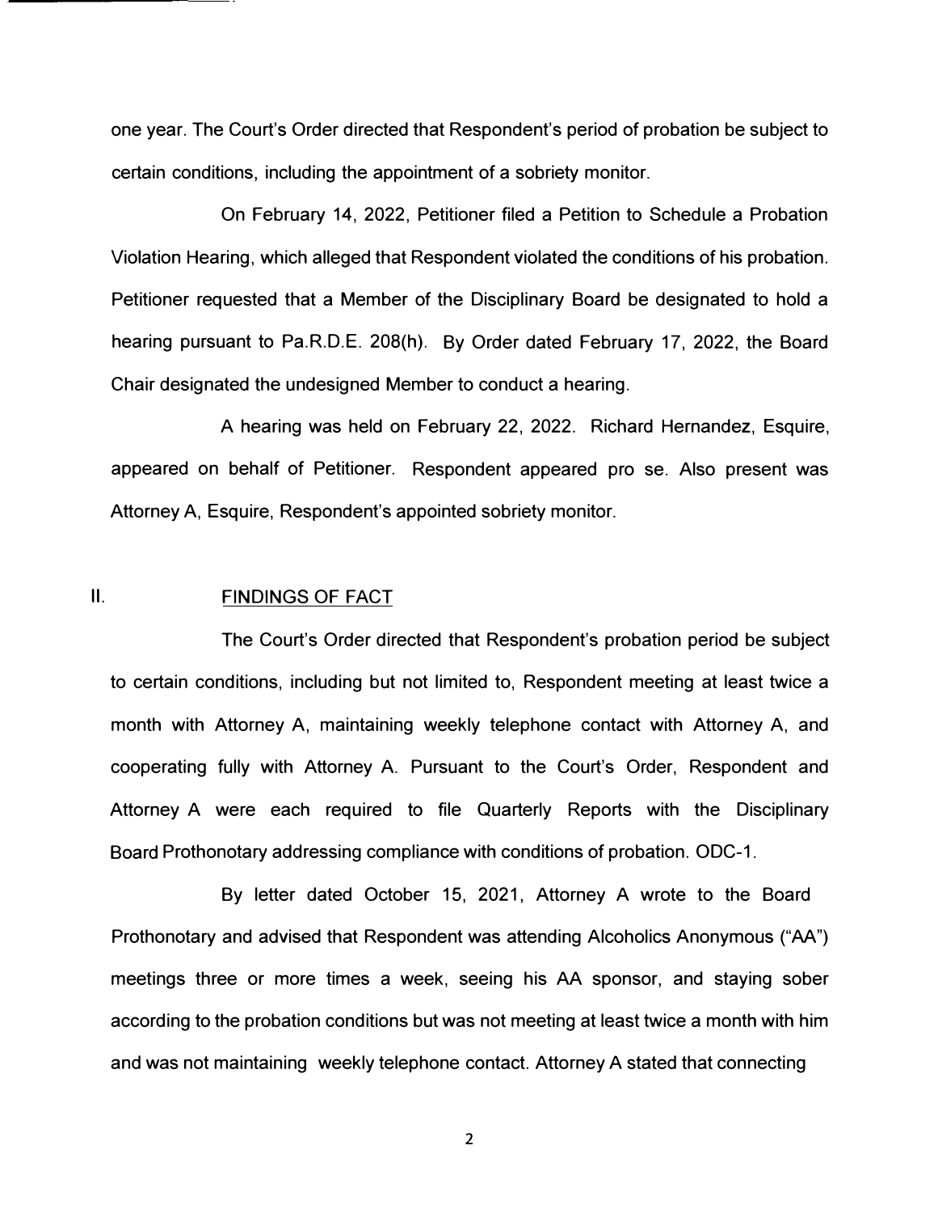one year. The Court's Order directed that Respondent's period of probation be subject to certain conditions, including the appointment of a sobriety monitor.

On February 14, 2022, Petitioner filed a Petition to Schedule a Probation Violation Hearing, which alleged that Respondent violated the conditions of his probation. Petitioner requested that a Member of the Disciplinary Board be designated to hold a hearing pursuant to Pa.R.D.E. 208(h). By Order dated February 17, 2022, the Board Chair designated the undesigned Member to conduct a hearing.

A hearing was held on February 22, 2022. Richard Hernandez, Esquire, appeared on behalf of Petitioner. Respondent appeared pro se. Also present was Attorney A, Esquire, Respondent's appointed sobriety monitor.

## II. FINDINGS OF FACT

The Court's Order directed that Respondent's probation period be subject to certain conditions, including but not limited to, Respondent meeting at least twice a month with Attorney A, maintaining weekly telephone contact with Attorney A, and cooperating fully with Attorney A. Pursuant to the Court's Order, Respondent and Attorney A were each required to file Quarterly Reports with the Disciplinary Board Prothonotary addressing compliance with conditions of probation. ODC-1.

By letter dated October 15, 2021, Attorney A wrote to the Board Prothonotary and advised that Respondent was attending Alcoholics Anonymous ("AA") meetings three or more times a week, seeing his AA sponsor, and staying sober according to the probation conditions but was not meeting at least twice a month with him and was not maintaining weekly telephone contact. Attorney A stated that connecting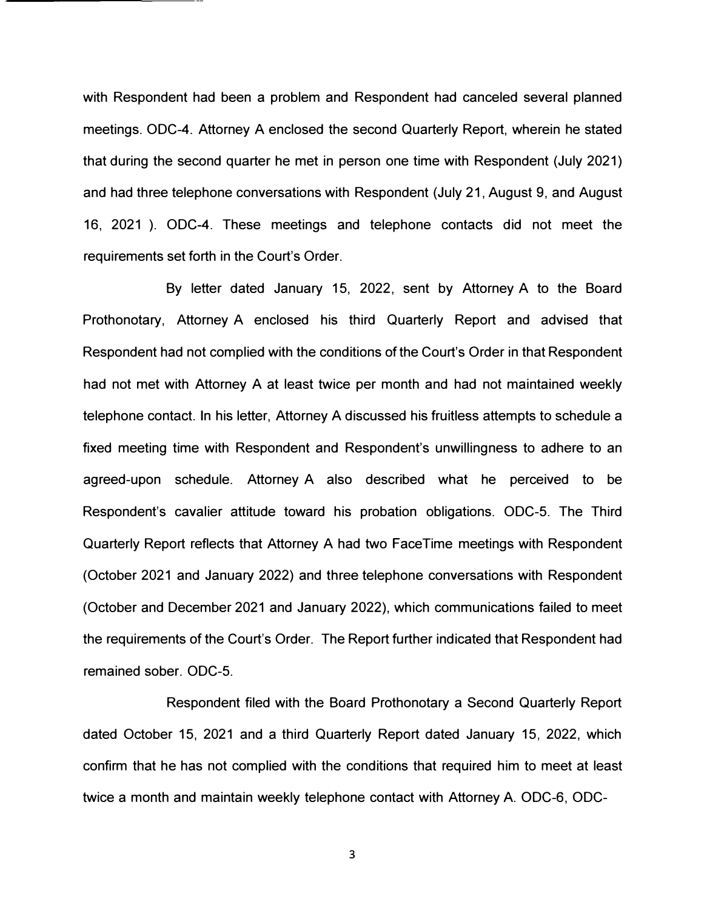with Respondent had been a problem and Respondent had canceled several planned meetings. ODC-4. Attorney A enclosed the second Quarterly Report, wherein he stated that during the second quarter he met in person one time with Respondent (July 2021) and had three telephone conversations with Respondent (July 21, August 9, and August 16, 2021 ). ODC-4. These meetings and telephone contacts did not meet the requirements set forth in the Court's Order.

By letter dated January 15, 2022, sent by Attorney A to the Board Prothonotary, Attorney A enclosed his third Quarterly Report and advised that Respondent had not complied with the conditions of the Court's Order in that Respondent had not met with Attorney A at least twice per month and had not maintained weekly telephone contact. In his letter, Attorney A discussed his fruitless attempts to schedule a fixed meeting time with Respondent and Respondent's unwillingness to adhere to an agreed-upon schedule. Attorney A also described what he perceived to be Respondent's cavalier attitude toward his probation obligations. ODC-5. The Third Quarterly Report reflects that Attorney A had two FaceTime meetings with Respondent (October 2021 and January 2022) and three telephone conversations with Respondent (October and December 2021 and January 2022), which communications failed to meet the requirements of the Court's Order. The Report further indicated that Respondent had remained sober. ODC-5.

Respondent filed with the Board Prothonotary a Second Quarterly Report dated October 15, 2021 and a third Quarterly Report dated January 15, 2022, which confirm that he has not complied with the conditions that required him to meet at least twice a month and maintain weekly telephone contact with Attorney A. ODC-6, ODC-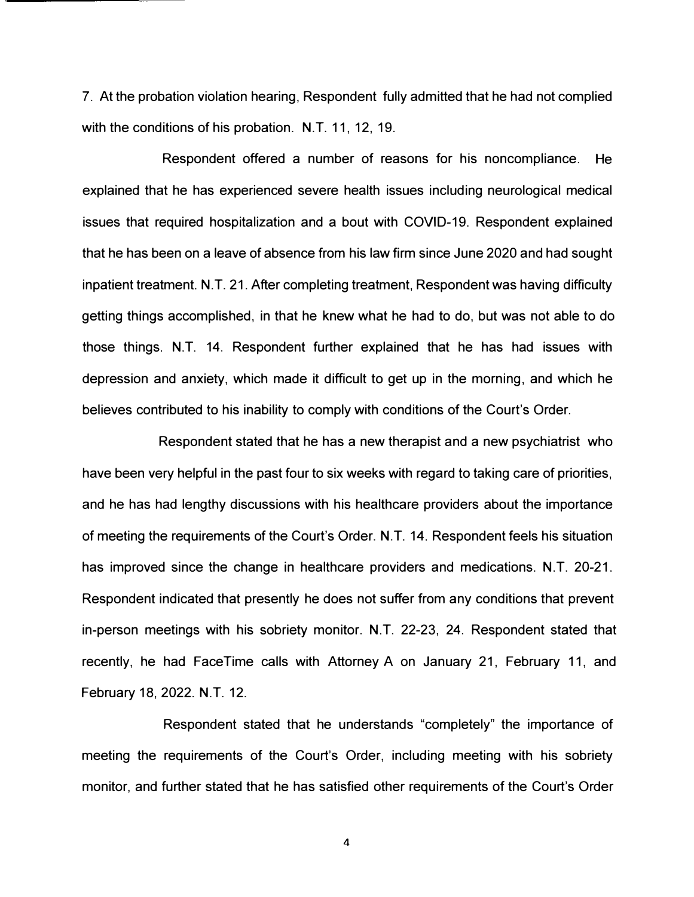7. At the probation violation hearing, Respondent fully admitted that he had not complied with the conditions of his probation. N.T. 11, 12, 19.

Respondent offered a number of reasons for his noncompliance. He explained that he has experienced severe health issues including neurological medical issues that required hospitalization and a bout with COVID-19. Respondent explained that he has been on a leave of absence from his law firm since June 2020 and had sought inpatient treatment. N.T. 21. After completing treatment, Respondent was having difficulty getting things accomplished, in that he knew what he had to do, but was not able to do those things. N.T. 14. Respondent further explained that he has had issues with depression and anxiety, which made it difficult to get up in the morning, and which he believes contributed to his inability to comply with conditions of the Court's Order.

Respondent stated that he has a new therapist and a new psychiatrist who have been very helpful in the past four to six weeks with regard to taking care of priorities, and he has had lengthy discussions with his healthcare providers about the importance of meeting the requirements of the Court's Order. N.T. 14. Respondent feels his situation has improved since the change in healthcare providers and medications. N.T. 20-21. Respondent indicated that presently he does not suffer from any conditions that prevent in-person meetings with his sobriety monitor. N.T. 22-23, 24. Respondent stated that recently, he had FaceTime calls with Attorney A on January 21, February 11, and February 18, 2022. N.T. 12.

Respondent stated that he understands "completely" the importance of meeting the requirements of the Court's Order, including meeting with his sobriety monitor, and further stated that he has satisfied other requirements of the Court's Order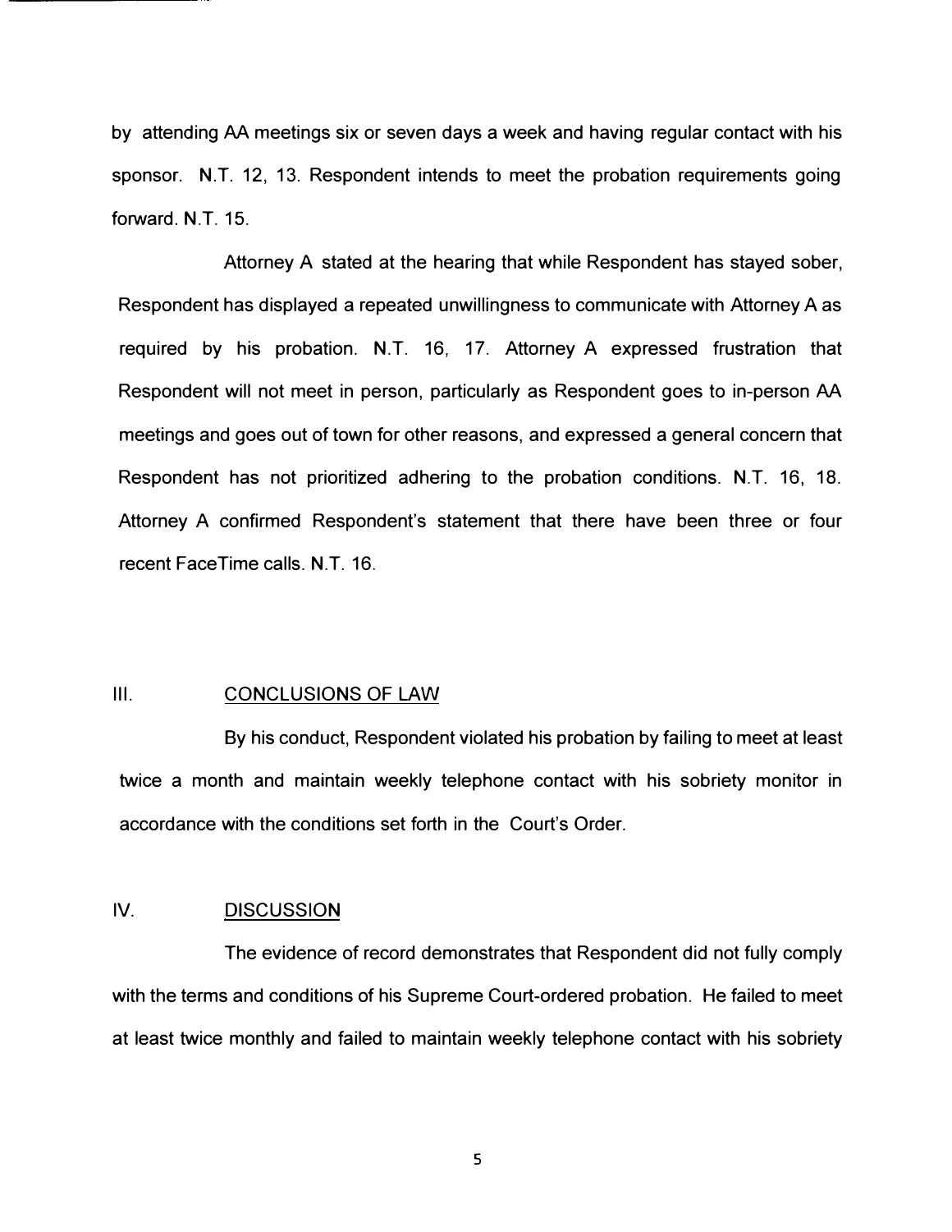by attending AA meetings six or seven days a week and having regular contact with his sponsor. N.T. 12, 13. Respondent intends to meet the probation requirements going forward. N.T. 15.

Attorney A stated at the hearing that while Respondent has stayed sober, Respondent has displayed a repeated unwillingness to communicate with Attorney A as required by his probation. N.T. 16, 17. Attorney A expressed frustration that Respondent will not meet in person, particularly as Respondent goes to in-person AA meetings and goes out of town for other reasons, and expressed a general concern that Respondent has not prioritized adhering to the probation conditions. N.T. 16, 18. Attorney A confirmed Respondent's statement that there have been three or four recent FaceTime calls. N.T. 16.

## III. CONCLUSIONS OF LAW

By his conduct, Respondent violated his probation by failing to meet at least twice a month and maintain weekly telephone contact with his sobriety monitor in accordance with the conditions set forth in the Court's Order.

## IV. DISCUSSION

The evidence of record demonstrates that Respondent did not fully comply with the terms and conditions of his Supreme Court-ordered probation. He failed to meet at least twice monthly and failed to maintain weekly telephone contact with his sobriety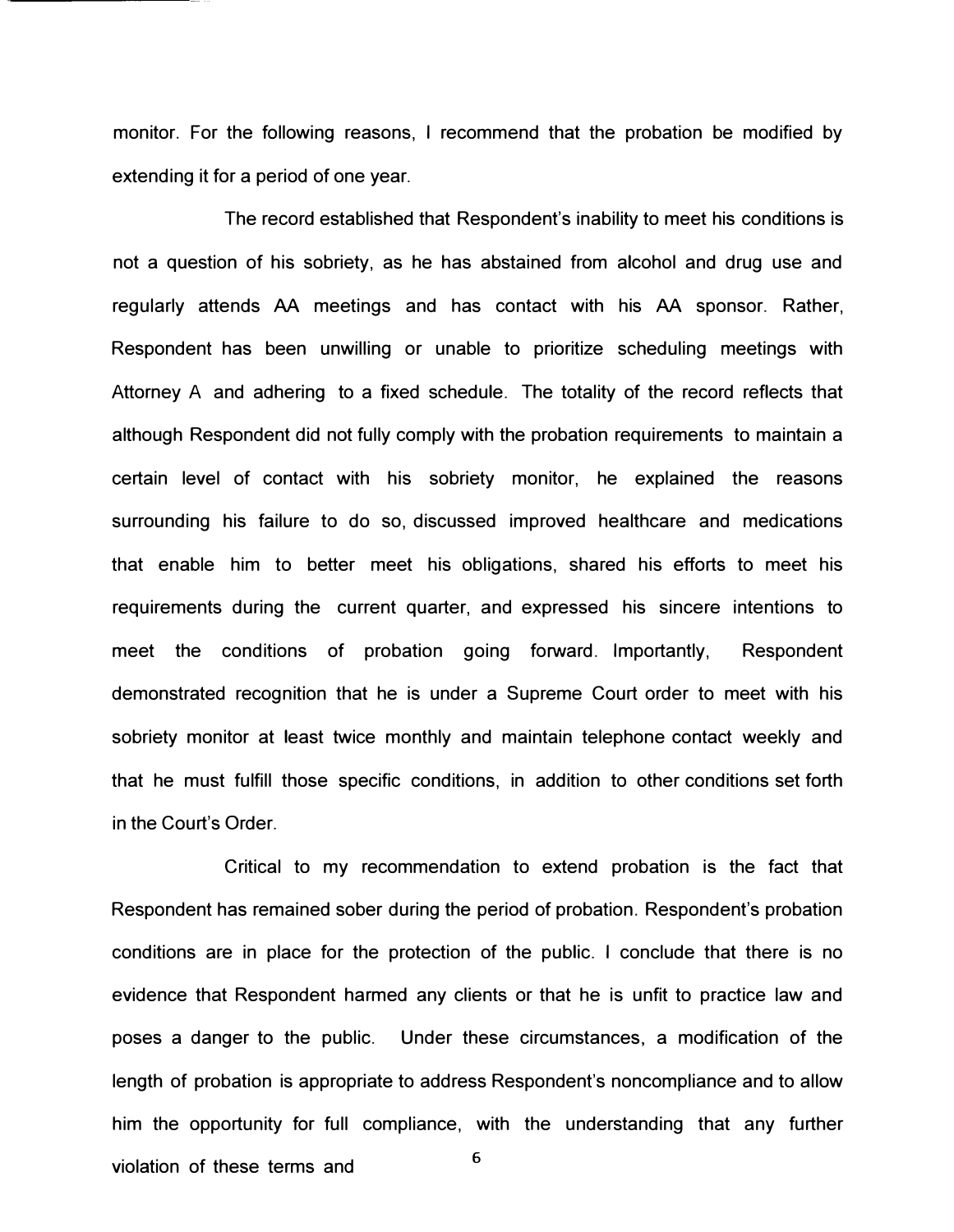monitor. For the following reasons, I recommend that the probation be modified by extending it for a period of one year.

The record established that Respondent's inability to meet his conditions is not a question of his sobriety, as he has abstained from alcohol and drug use and regularly attends AA meetings and has contact with his AA sponsor. Rather, Respondent has been unwilling or unable to prioritize scheduling meetings with Attorney A and adhering to a fixed schedule. The totality of the record reflects that although Respondent did not fully comply with the probation requirements to maintain a certain level of contact with his sobriety monitor, he explained the reasons surrounding his failure to do so, discussed improved healthcare and medications that enable him to better meet his obligations, shared his efforts to meet his requirements during the current quarter, and expressed his sincere intentions to meet the conditions of probation going forward. Importantly, Respondent demonstrated recognition that he is under a Supreme Court order to meet with his sobriety monitor at least twice monthly and maintain telephone contact weekly and that he must fulfill those specific conditions, in addition to other conditions set forth in the Court's Order.

Critical to my recommendation to extend probation is the fact that Respondent has remained sober during the period of probation. Respondent's probation conditions are in place for the protection of the public. I conclude that there is no evidence that Respondent harmed any clients or that he is unfit to practice law and poses a danger to the public. Under these circumstances, a modification of the length of probation is appropriate to address Respondent's noncompliance and to allow him the opportunity for full compliance, with the understanding that any further violation of these terms and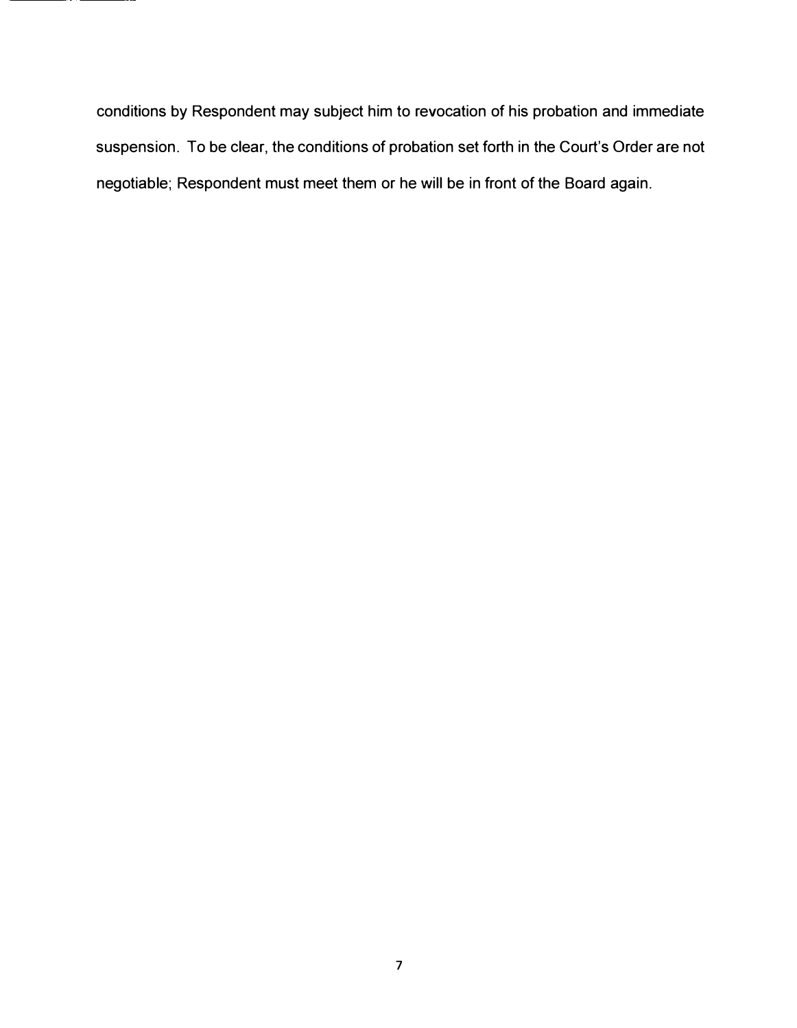conditions by Respondent may subject him to revocation of his probation and immediate suspension. To be clear, the conditions of probation set forth in the Court's Order are not negotiable; Respondent must meet them or he will be in front of the Board again.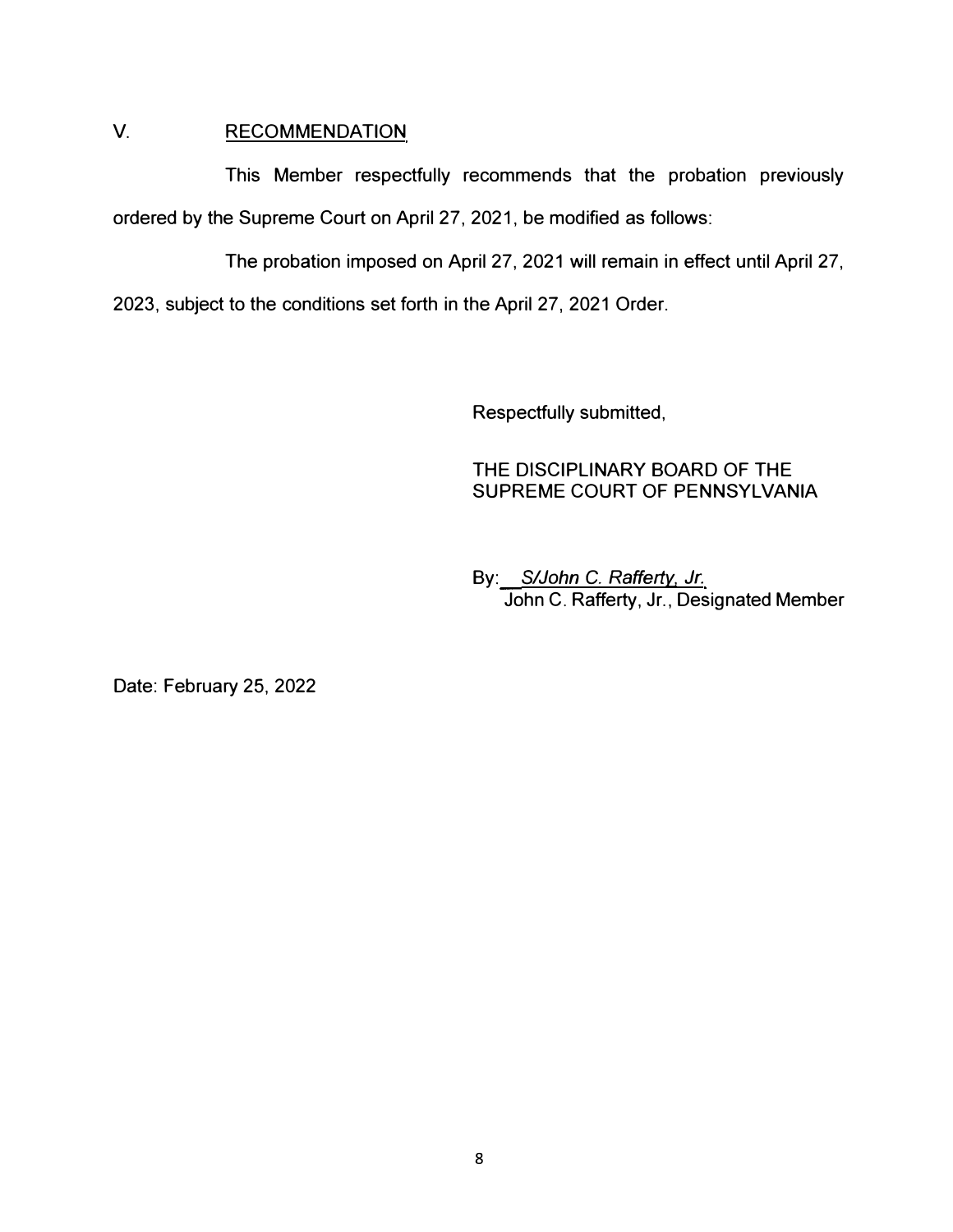## V. RECOMMENDATION

This Member respectfully recommends that the probation previously ordered by the Supreme Court on April 27, 2021, be modified as follows:

The probation imposed on April 27, 2021 will remain in effect until April 27, 2023, subject to the conditions set forth in the April 27, 2021 Order.

Respectfully submitted,

THE DISCIPLINARY BOARD OF THE SUPREME COURT OF PENNSYLVANIA

By: *S/John C. Rafferty, Jr.*
John C. Rafferty, Jr., Designated Member

Date: February 25, 2022